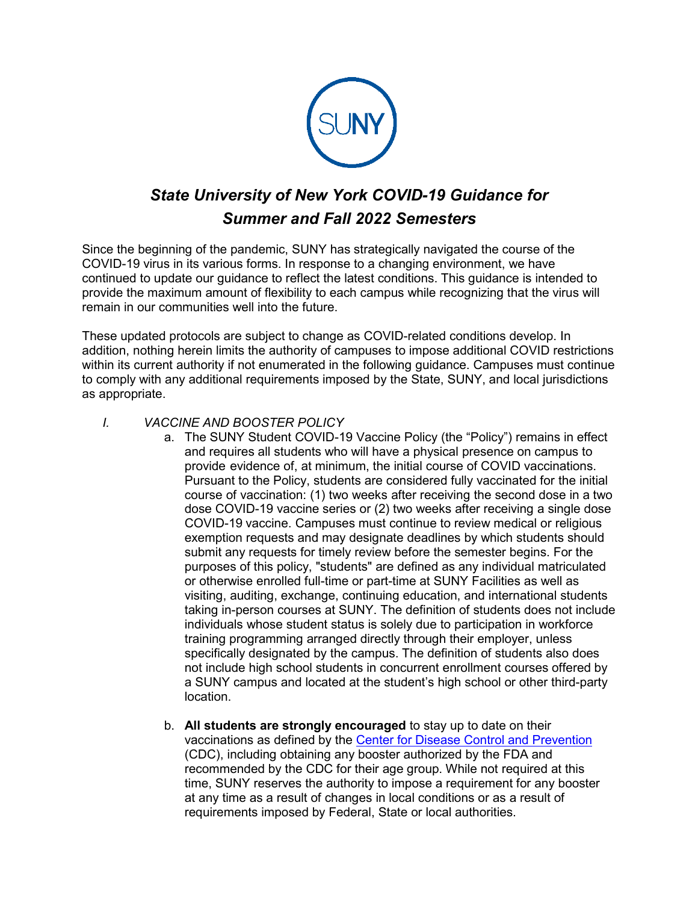# *State University of New York COVID-19 Guidance for Summer and Fall 2022 Semesters*

Since the beginning of the pandemic, SUNY has strategically navigated the course of the COVID-19 virus in its various forms. In response to a changing environment, we have continued to update our guidance to reflect the latest conditions. This guidance is intended to provide the maximum amount of flexibility to each campus while recognizing that the virus will remain in our communities well into the future.

These updated protocols are subject to change as COVID-related conditions develop. In addition, nothing herein limits the authority of campuses to impose additional COVID restrictions within its current authority if not enumerated in the following guidance. Campuses must continue to comply with any additional requirements imposed by the State, SUNY, and local jurisdictions as appropriate.

## *I. VACCINE AND BOOSTER POLICY*

a. The SUNY Student COVID-19 Vaccine Policy (the "Policy") remains in effect and requires all students who will have a physical presence on campus to provide evidence of, at minimum, the initial course of COVID vaccinations. Pursuant to the Policy, students are considered fully vaccinated for the initial course of vaccination: (1) two weeks after receiving the second dose in a two dose COVID-19 vaccine series or (2) two weeks after receiving a single dose COVID-19 vaccine. Campuses must continue to review medical or religious exemption requests and may designate deadlines by which students should submit any requests for timely review before the semester begins. For the purposes of this policy, "students" are defined as any individual matriculated or otherwise enrolled full-time or part-time at SUNY Facilities as well as visiting, auditing, exchange, continuing education, and international students taking in-person courses at SUNY. The definition of students does not include individuals whose student status is solely due to participation in workforce training programming arranged directly through their employer, unless specifically designated by the campus. The definition of students also does not include high school students in concurrent enrollment courses offered by a SUNY campus and located at the student's high school or other third-party location.

b. **All students are strongly encouraged** to stay up to date on their vaccinations as defined by the Center for Disease Control and Prevention (CDC), including obtaining any booster authorized by the FDA and recommended by the CDC for their age group. While not required at this time, SUNY reserves the authority to impose a requirement for any booster at any time as a result of changes in local conditions or as a result of requirements imposed by Federal, State or local authorities.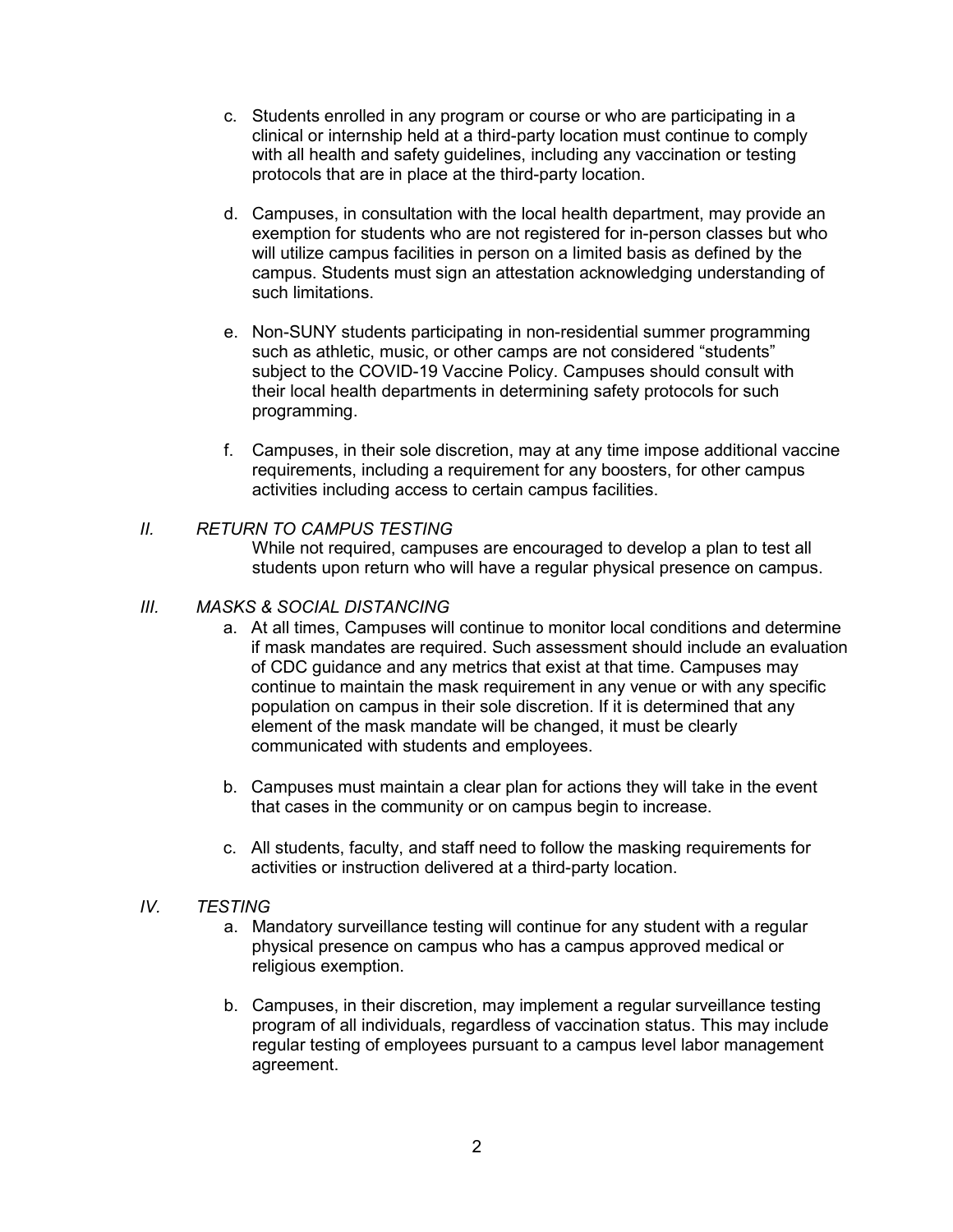c. Students enrolled in any program or course or who are participating in a clinical or internship held at a third-party location must continue to comply with all health and safety guidelines, including any vaccination or testing protocols that are in place at the third-party location.

d. Campuses, in consultation with the local health department, may provide an exemption for students who are not registered for in-person classes but who will utilize campus facilities in person on a limited basis as defined by the campus. Students must sign an attestation acknowledging understanding of such limitations.

e. Non-SUNY students participating in non-residential summer programming such as athletic, music, or other camps are not considered "students" subject to the COVID-19 Vaccine Policy. Campuses should consult with their local health departments in determining safety protocols for such programming.

f. Campuses, in their sole discretion, may at any time impose additional vaccine requirements, including a requirement for any boosters, for other campus activities including access to certain campus facilities.

## *II. RETURN TO CAMPUS TESTING*

While not required, campuses are encouraged to develop a plan to test all students upon return who will have a regular physical presence on campus.

## *III. MASKS & SOCIAL DISTANCING*

a. At all times, Campuses will continue to monitor local conditions and determine if mask mandates are required. Such assessment should include an evaluation of CDC guidance and any metrics that exist at that time. Campuses may continue to maintain the mask requirement in any venue or with any specific population on campus in their sole discretion. If it is determined that any element of the mask mandate will be changed, it must be clearly communicated with students and employees.

b. Campuses must maintain a clear plan for actions they will take in the event that cases in the community or on campus begin to increase.

c. All students, faculty, and staff need to follow the masking requirements for activities or instruction delivered at a third-party location.

## *IV. TESTING*

a. Mandatory surveillance testing will continue for any student with a regular physical presence on campus who has a campus approved medical or religious exemption.

b. Campuses, in their discretion, may implement a regular surveillance testing program of all individuals, regardless of vaccination status. This may include regular testing of employees pursuant to a campus level labor management agreement.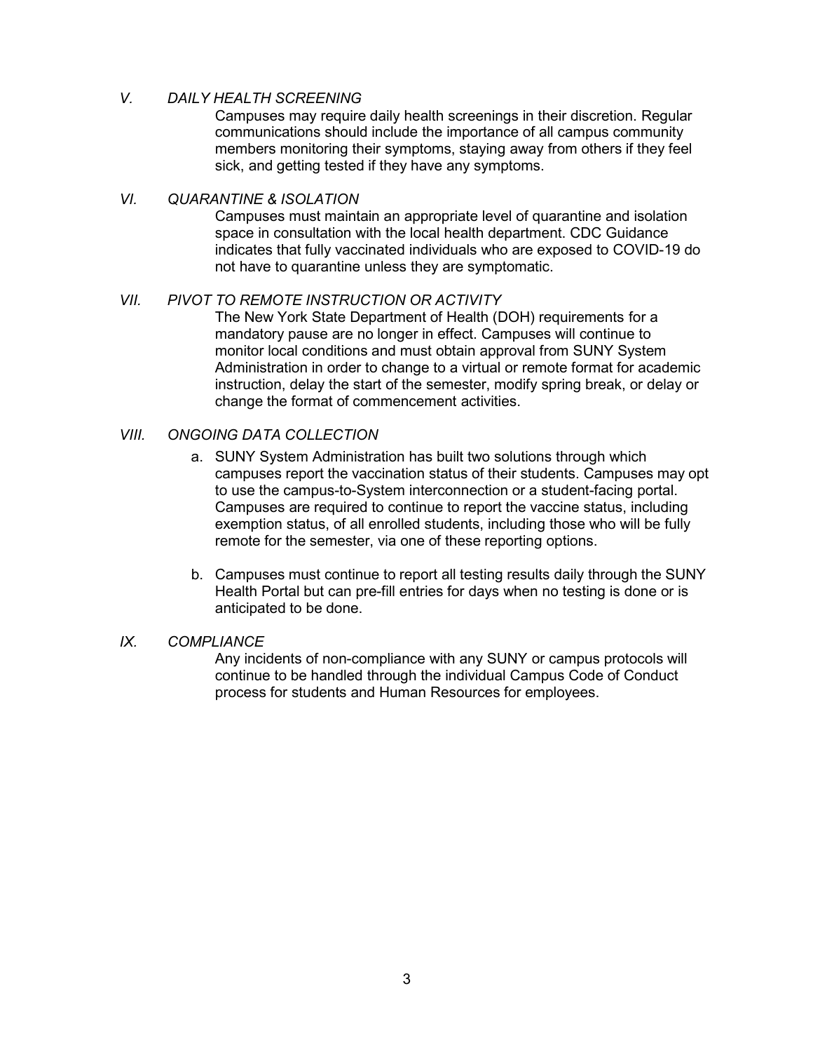## *V. DAILY HEALTH SCREENING*

Campuses may require daily health screenings in their discretion. Regular communications should include the importance of all campus community members monitoring their symptoms, staying away from others if they feel sick, and getting tested if they have any symptoms.

## *VI. QUARANTINE & ISOLATION*

Campuses must maintain an appropriate level of quarantine and isolation space in consultation with the local health department. CDC Guidance indicates that fully vaccinated individuals who are exposed to COVID-19 do not have to quarantine unless they are symptomatic.

## *VII. PIVOT TO REMOTE INSTRUCTION OR ACTIVITY*

The New York State Department of Health (DOH) requirements for a mandatory pause are no longer in effect. Campuses will continue to monitor local conditions and must obtain approval from SUNY System Administration in order to change to a virtual or remote format for academic instruction, delay the start of the semester, modify spring break, or delay or change the format of commencement activities.

## *VIII. ONGOING DATA COLLECTION*

a. SUNY System Administration has built two solutions through which campuses report the vaccination status of their students. Campuses may opt to use the campus-to-System interconnection or a student-facing portal. Campuses are required to continue to report the vaccine status, including exemption status, of all enrolled students, including those who will be fully remote for the semester, via one of these reporting options.

b. Campuses must continue to report all testing results daily through the SUNY Health Portal but can pre-fill entries for days when no testing is done or is anticipated to be done.

## *IX. COMPLIANCE*

Any incidents of non-compliance with any SUNY or campus protocols will continue to be handled through the individual Campus Code of Conduct process for students and Human Resources for employees.